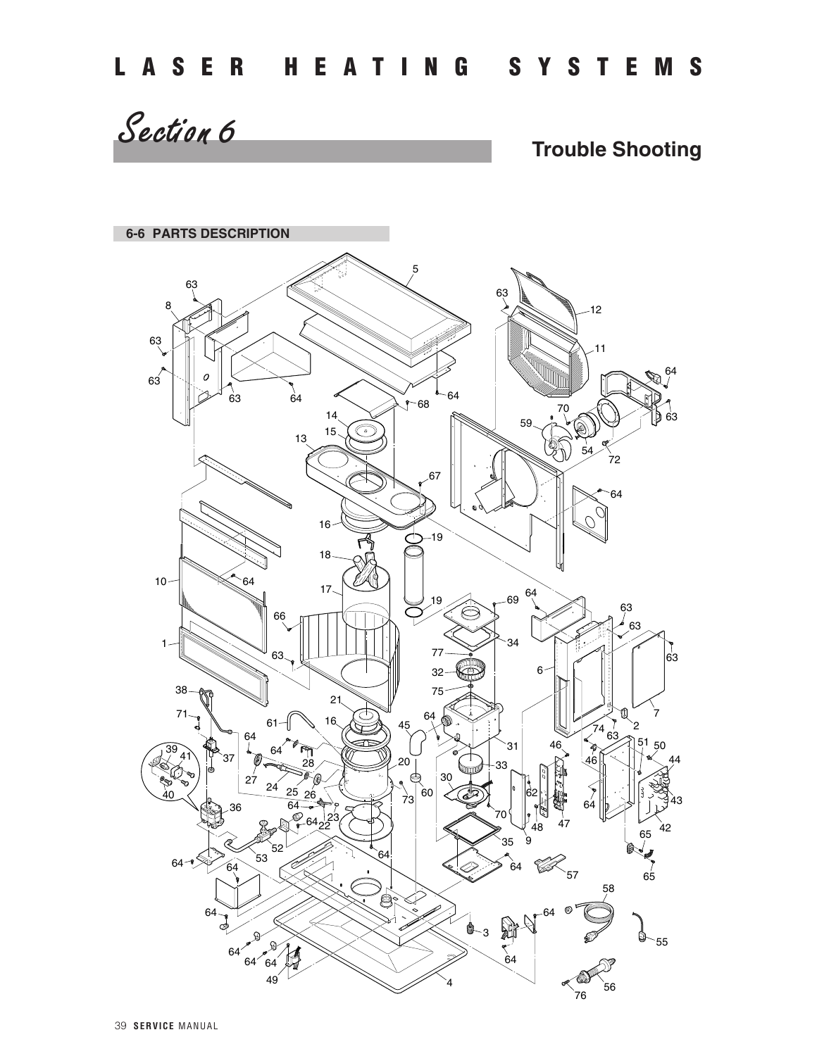## Section 6

## Trouble Shooting

### 6-6 PARTS DESCRIPTION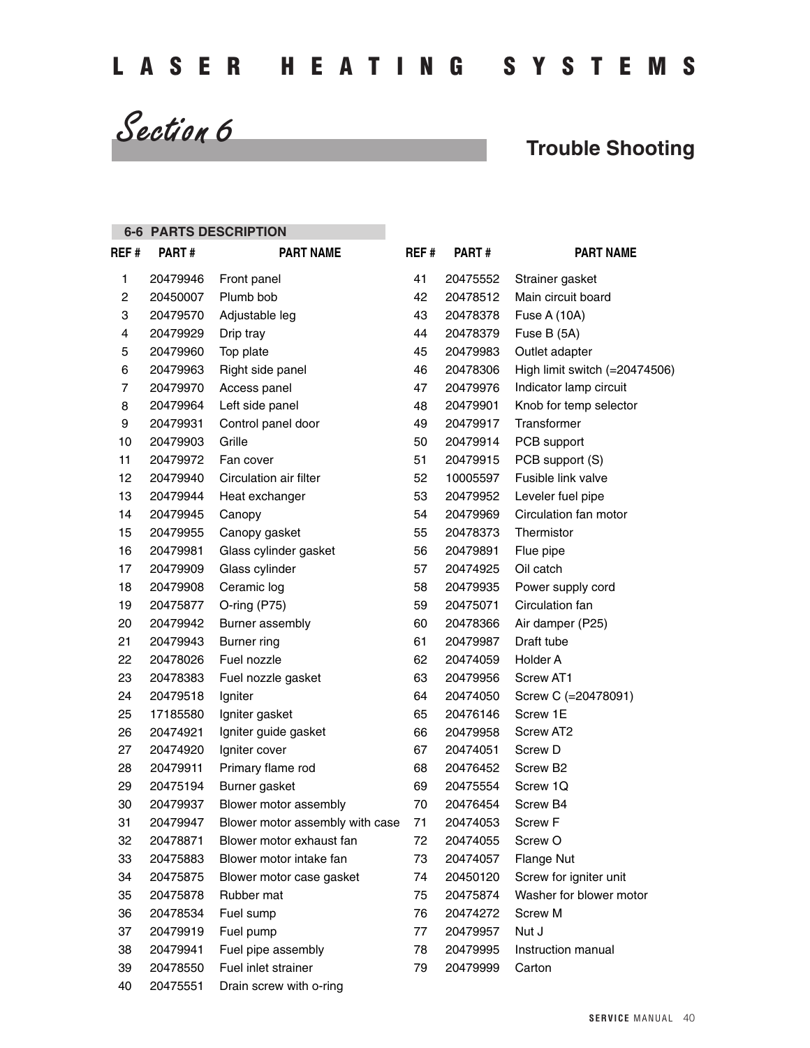# LASER HEATING SYSTEMS

## Section 6 Trouble Shooting

### 6-6 PARTS DESCRIPTION

| REF # | PART # | PART NAME | REF # | PART # | PART NAME |
|---|---|---|---|---|---|
| 1 | 20479946 | Front panel | 41 | 20475552 | Strainer gasket |
| 2 | 20450007 | Plumb bob | 42 | 20478512 | Main circuit board |
| 3 | 20479570 | Adjustable leg | 43 | 20478378 | Fuse A (10A) |
| 4 | 20479929 | Drip tray | 44 | 20478379 | Fuse B (5A) |
| 5 | 20479960 | Top plate | 45 | 20479983 | Outlet adapter |
| 6 | 20479963 | Right side panel | 46 | 20478306 | High limit switch (=20474506) |
| 7 | 20479970 | Access panel | 47 | 20479976 | Indicator lamp circuit |
| 8 | 20479964 | Left side panel | 48 | 20479901 | Knob for temp selector |
| 9 | 20479931 | Control panel door | 49 | 20479917 | Transformer |
| 10 | 20479903 | Grille | 50 | 20479914 | PCB support |
| 11 | 20479972 | Fan cover | 51 | 20479915 | PCB support (S) |
| 12 | 20479940 | Circulation air filter | 52 | 10005597 | Fusible link valve |
| 13 | 20479944 | Heat exchanger | 53 | 20479952 | Leveler fuel pipe |
| 14 | 20479945 | Canopy | 54 | 20479969 | Circulation fan motor |
| 15 | 20479955 | Canopy gasket | 55 | 20478373 | Thermistor |
| 16 | 20479981 | Glass cylinder gasket | 56 | 20479891 | Flue pipe |
| 17 | 20479909 | Glass cylinder | 57 | 20474925 | Oil catch |
| 18 | 20479908 | Ceramic log | 58 | 20479935 | Power supply cord |
| 19 | 20475877 | O-ring (P75) | 59 | 20475071 | Circulation fan |
| 20 | 20479942 | Burner assembly | 60 | 20478366 | Air damper (P25) |
| 21 | 20479943 | Burner ring | 61 | 20479987 | Draft tube |
| 22 | 20478026 | Fuel nozzle | 62 | 20474059 | Holder A |
| 23 | 20478383 | Fuel nozzle gasket | 63 | 20479956 | Screw AT1 |
| 24 | 20479518 | Igniter | 64 | 20474050 | Screw C (=20478091) |
| 25 | 17185580 | Igniter gasket | 65 | 20476146 | Screw 1E |
| 26 | 20474921 | Igniter guide gasket | 66 | 20479958 | Screw AT2 |
| 27 | 20474920 | Igniter cover | 67 | 20474051 | Screw D |
| 28 | 20479911 | Primary flame rod | 68 | 20476452 | Screw B2 |
| 29 | 20475194 | Burner gasket | 69 | 20475554 | Screw 1Q |
| 30 | 20479937 | Blower motor assembly | 70 | 20476454 | Screw B4 |
| 31 | 20479947 | Blower motor assembly with case | 71 | 20474053 | Screw F |
| 32 | 20478871 | Blower motor exhaust fan | 72 | 20474055 | Screw O |
| 33 | 20475883 | Blower motor intake fan | 73 | 20474057 | Flange Nut |
| 34 | 20475875 | Blower motor case gasket | 74 | 20450120 | Screw for igniter unit |
| 35 | 20475878 | Rubber mat | 75 | 20475874 | Washer for blower motor |
| 36 | 20478534 | Fuel sump | 76 | 20474272 | Screw M |
| 37 | 20479919 | Fuel pump | 77 | 20479957 | Nut J |
| 38 | 20479941 | Fuel pipe assembly | 78 | 20479995 | Instruction manual |
| 39 | 20478550 | Fuel inlet strainer | 79 | 20479999 | Carton |
| 40 | 20475551 | Drain screw with o-ring | | | |